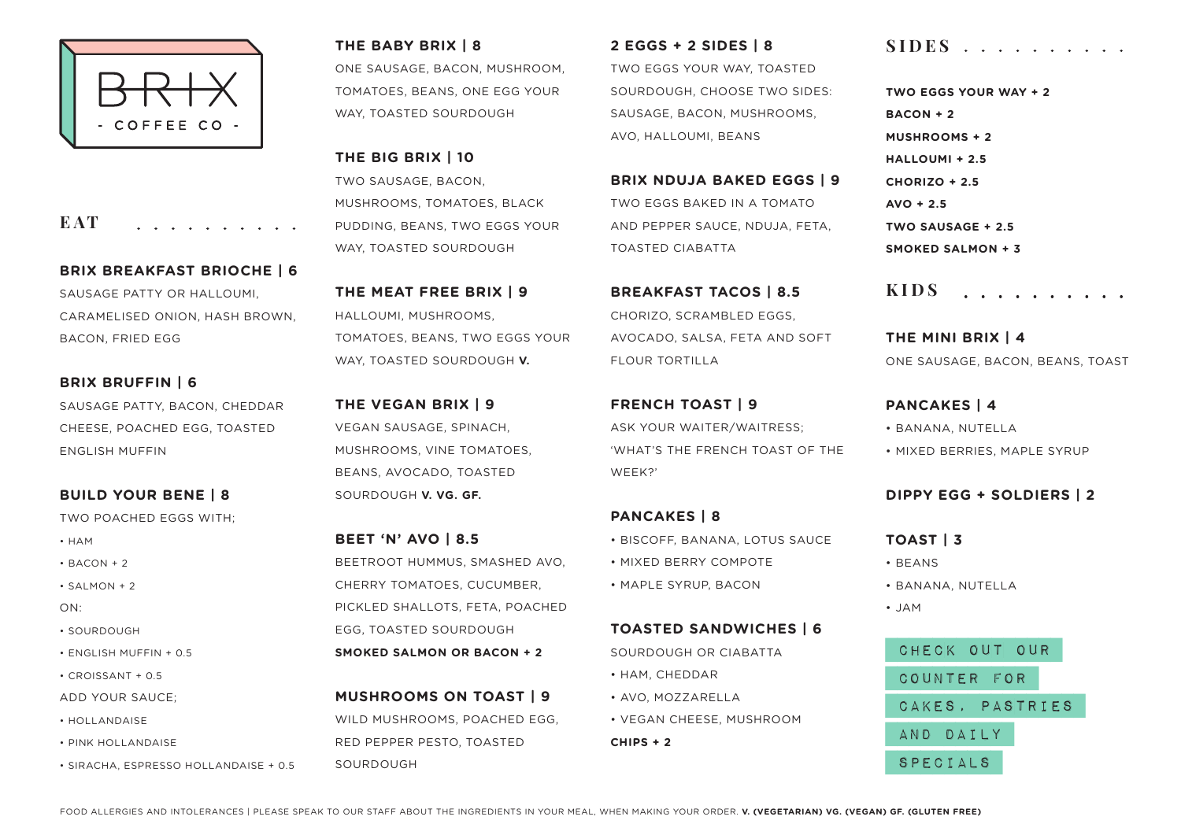# BRIX

- COFFEE CO -

## EAT

### BRIX BREAKFAST BRIOCHE | 6

SAUSAGE PATTY OR HALLOUMI, CARAMELISED ONION, HASH BROWN, BACON, FRIED EGG

### BRIX BRUFFIN | 6

SAUSAGE PATTY, BACON, CHEDDAR CHEESE, POACHED EGG, TOASTED ENGLISH MUFFIN

### BUILD YOUR BENE | 8

TWO POACHED EGGS WITH;

- HAM
- BACON + 2
- SALMON + 2

ON:

- SOURDOUGH
- ENGLISH MUFFIN + 0.5
- CROISSANT + 0.5

ADD YOUR SAUCE;

- HOLLANDAISE
- PINK HOLLANDAISE
- SIRACHA, ESPRESSO HOLLANDAISE + 0.5

### THE BABY BRIX | 8

ONE SAUSAGE, BACON, MUSHROOM, TOMATOES, BEANS, ONE EGG YOUR WAY, TOASTED SOURDOUGH

### THE BIG BRIX | 10

TWO SAUSAGE, BACON, MUSHROOMS, TOMATOES, BLACK PUDDING, BEANS, TWO EGGS YOUR WAY, TOASTED SOURDOUGH

### THE MEAT FREE BRIX | 9

HALLOUMI, MUSHROOMS, TOMATOES, BEANS, TWO EGGS YOUR WAY, TOASTED SOURDOUGH **V.**

### THE VEGAN BRIX | 9

VEGAN SAUSAGE, SPINACH, MUSHROOMS, VINE TOMATOES, BEANS, AVOCADO, TOASTED SOURDOUGH **V. VG. GF.**

### BEET 'N' AVO | 8.5

BEETROOT HUMMUS, SMASHED AVO, CHERRY TOMATOES, CUCUMBER, PICKLED SHALLOTS, FETA, POACHED EGG, TOASTED SOURDOUGH

**SMOKED SALMON OR BACON + 2**

### MUSHROOMS ON TOAST | 9

WILD MUSHROOMS, POACHED EGG, RED PEPPER PESTO, TOASTED SOURDOUGH

### 2 EGGS + 2 SIDES | 8

TWO EGGS YOUR WAY, TOASTED SOURDOUGH, CHOOSE TWO SIDES: SAUSAGE, BACON, MUSHROOMS, AVO, HALLOUMI, BEANS

### BRIX NDUJA BAKED EGGS | 9

TWO EGGS BAKED IN A TOMATO AND PEPPER SAUCE, NDUJA, FETA, TOASTED CIABATTA

### BREAKFAST TACOS | 8.5

CHORIZO, SCRAMBLED EGGS, AVOCADO, SALSA, FETA AND SOFT FLOUR TORTILLA

### FRENCH TOAST | 9

ASK YOUR WAITER/WAITRESS; 'WHAT'S THE FRENCH TOAST OF THE WEEK?'

### PANCAKES | 8

- BISCOFF, BANANA, LOTUS SAUCE
- MIXED BERRY COMPOTE
- MAPLE SYRUP, BACON

### TOASTED SANDWICHES | 6

SOURDOUGH OR CIABATTA

- HAM, CHEDDAR
- AVO, MOZZARELLA
- VEGAN CHEESE, MUSHROOM

**CHIPS + 2**

## SIDES

**TWO EGGS YOUR WAY + 2**
**BACON + 2**
**MUSHROOMS + 2**
**HALLOUMI + 2.5**
**CHORIZO + 2.5**
**AVO + 2.5**
**TWO SAUSAGE + 2.5**
**SMOKED SALMON + 3**

## KIDS

### THE MINI BRIX | 4

ONE SAUSAGE, BACON, BEANS, TOAST

### PANCAKES | 4

- BANANA, NUTELLA
- MIXED BERRIES, MAPLE SYRUP

### DIPPY EGG + SOLDIERS | 2

### TOAST | 3

- BEANS
- BANANA, NUTELLA
- JAM

CHECK OUT OUR COUNTER FOR CAKES, PASTRIES AND DAILY SPECIALS

FOOD ALLERGIES AND INTOLERANCES | PLEASE SPEAK TO OUR STAFF ABOUT THE INGREDIENTS IN YOUR MEAL, WHEN MAKING YOUR ORDER. **V. (VEGETARIAN) VG. (VEGAN) GF. (GLUTEN FREE)**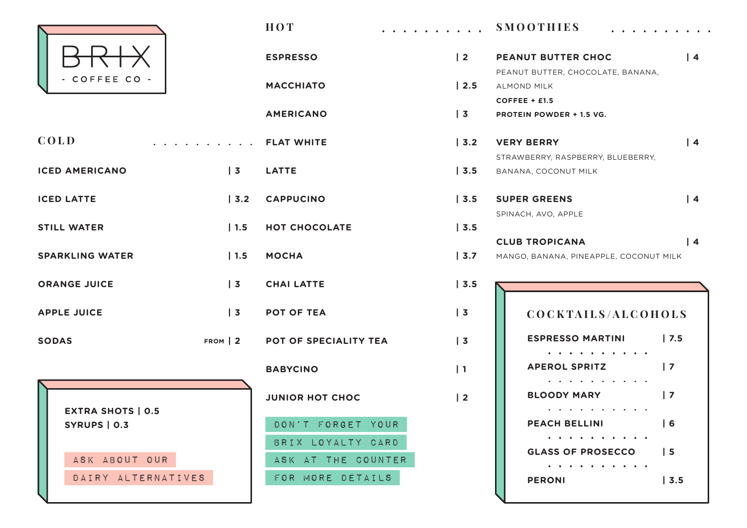# BRIX

- COFFEE CO -

## COLD

| | |
|---|---|
| ICED AMERICANO | 3 |
| ICED LATTE | 3.2 |
| STILL WATER | 1.5 |
| SPARKLING WATER | 1.5 |
| ORANGE JUICE | 3 |
| APPLE JUICE | 3 |
| SODAS | FROM 2 |

**EXTRA SHOTS | 0.5**
**SYRUPS | 0.3**

ASK ABOUT OUR
DAIRY ALTERNATIVES

## HOT

| | |
|---|---|
| ESPRESSO | 2 |
| MACCHIATO | 2.5 |
| AMERICANO | 3 |
| FLAT WHITE | 3.2 |
| LATTE | 3.5 |
| CAPPUCINO | 3.5 |
| HOT CHOCOLATE | 3.5 |
| MOCHA | 3.7 |
| CHAI LATTE | 3.5 |
| POT OF TEA | 3 |
| POT OF SPECIALITY TEA | 3 |
| BABYCINO | 1 |
| JUNIOR HOT CHOC | 2 |

DON'T FORGET YOUR
BRIX LOYALTY CARD
ASK AT THE COUNTER
FOR MORE DETAILS

## SMOOTHIES

**PEANUT BUTTER CHOC | 4**
PEANUT BUTTER, CHOCOLATE, BANANA, ALMOND MILK
**COFFEE + £1.5**
**PROTEIN POWDER + 1.5 VG.**

**VERY BERRY | 4**
STRAWBERRY, RASPBERRY, BLUEBERRY, BANANA, COCONUT MILK

**SUPER GREENS | 4**
SPINACH, AVO, APPLE

**CLUB TROPICANA | 4**
MANGO, BANANA, PINEAPPLE, COCONUT MILK

## COCKTAILS/ALCOHOLS

| | |
|---|---|
| ESPRESSO MARTINI | 7.5 |
| APEROL SPRITZ | 7 |
| BLOODY MARY | 7 |
| PEACH BELLINI | 6 |
| GLASS OF PROSECCO | 5 |
| PERONI | 3.5 |